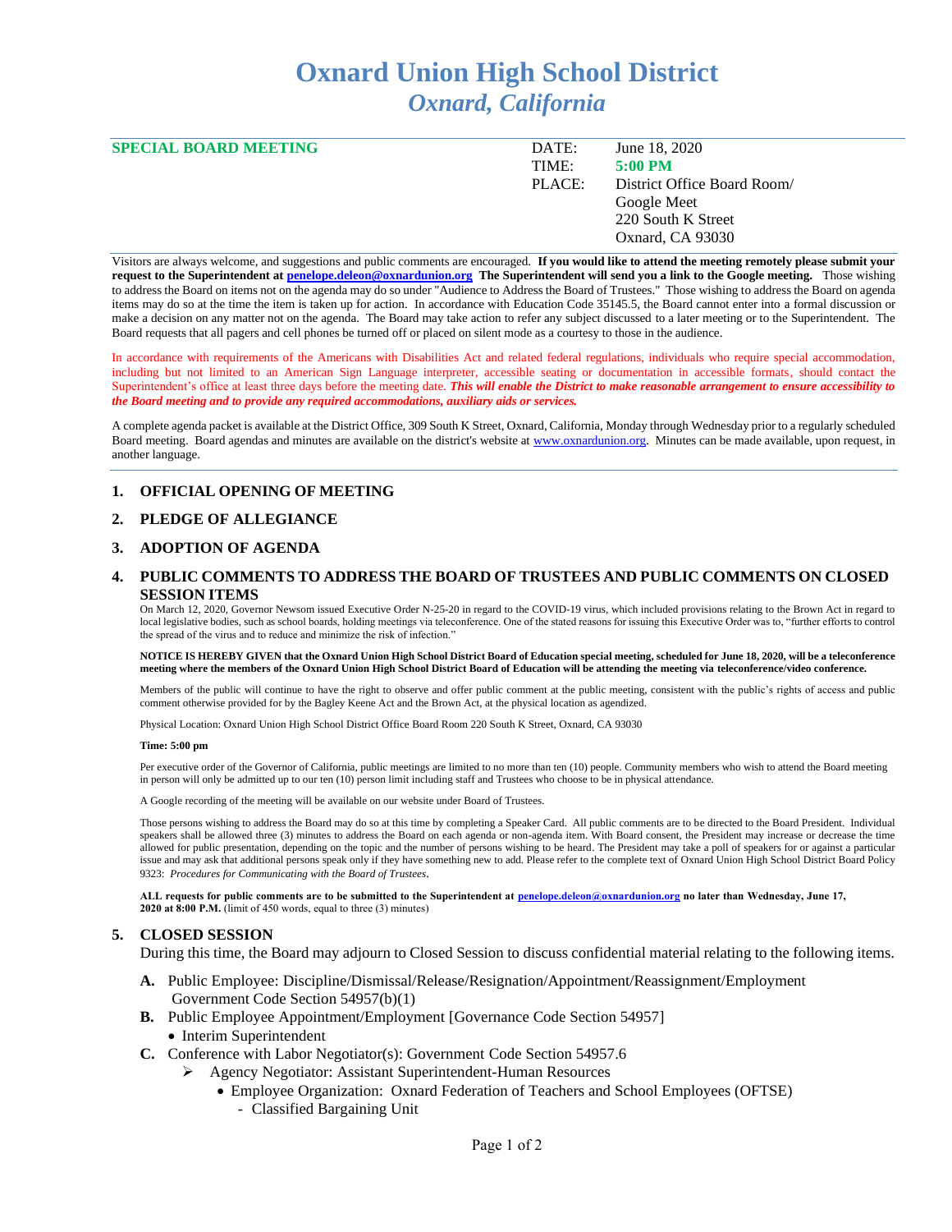# Oxnard Union High School District

## *Oxnard, California*

**SPECIAL BOARD MEETING**

| | |
|---|---|
| DATE: | June 18, 2020 |
| TIME: | **5:00 PM** |
| PLACE: | District Office Board Room/ Google Meet 220 South K Street Oxnard, CA 93030 |

Visitors are always welcome, and suggestions and public comments are encouraged. **If you would like to attend the meeting remotely please submit your request to the Superintendent at penelope.deleon@oxnardunion.org The Superintendent will send you a link to the Google meeting.** Those wishing to address the Board on items not on the agenda may do so under "Audience to Address the Board of Trustees." Those wishing to address the Board on agenda items may do so at the time the item is taken up for action. In accordance with Education Code 35145.5, the Board cannot enter into a formal discussion or make a decision on any matter not on the agenda. The Board may take action to refer any subject discussed to a later meeting or to the Superintendent. The Board requests that all pagers and cell phones be turned off or placed on silent mode as a courtesy to those in the audience.

In accordance with requirements of the Americans with Disabilities Act and related federal regulations, individuals who require special accommodation, including but not limited to an American Sign Language interpreter, accessible seating or documentation in accessible formats, should contact the Superintendent's office at least three days before the meeting date. ***This will enable the District to make reasonable arrangement to ensure accessibility to the Board meeting and to provide any required accommodations, auxiliary aids or services.***

A complete agenda packet is available at the District Office, 309 South K Street, Oxnard, California, Monday through Wednesday prior to a regularly scheduled Board meeting. Board agendas and minutes are available on the district's website at www.oxnardunion.org. Minutes can be made available, upon request, in another language.

## 1. OFFICIAL OPENING OF MEETING

## 2. PLEDGE OF ALLEGIANCE

## 3. ADOPTION OF AGENDA

## 4. PUBLIC COMMENTS TO ADDRESS THE BOARD OF TRUSTEES AND PUBLIC COMMENTS ON CLOSED SESSION ITEMS

On March 12, 2020, Governor Newsom issued Executive Order N-25-20 in regard to the COVID-19 virus, which included provisions relating to the Brown Act in regard to local legislative bodies, such as school boards, holding meetings via teleconference. One of the stated reasons for issuing this Executive Order was to, "further efforts to control the spread of the virus and to reduce and minimize the risk of infection."

**NOTICE IS HEREBY GIVEN that the Oxnard Union High School District Board of Education special meeting, scheduled for June 18, 2020, will be a teleconference meeting where the members of the Oxnard Union High School District Board of Education will be attending the meeting via teleconference/video conference.**

Members of the public will continue to have the right to observe and offer public comment at the public meeting, consistent with the public's rights of access and public comment otherwise provided for by the Bagley Keene Act and the Brown Act, at the physical location as agendized.

Physical Location: Oxnard Union High School District Office Board Room 220 South K Street, Oxnard, CA 93030

**Time: 5:00 pm**

Per executive order of the Governor of California, public meetings are limited to no more than ten (10) people. Community members who wish to attend the Board meeting in person will only be admitted up to our ten (10) person limit including staff and Trustees who choose to be in physical attendance.

A Google recording of the meeting will be available on our website under Board of Trustees.

Those persons wishing to address the Board may do so at this time by completing a Speaker Card. All public comments are to be directed to the Board President. Individual speakers shall be allowed three (3) minutes to address the Board on each agenda or non-agenda item. With Board consent, the President may increase or decrease the time allowed for public presentation, depending on the topic and the number of persons wishing to be heard. The President may take a poll of speakers for or against a particular issue and may ask that additional persons speak only if they have something new to add. Please refer to the complete text of Oxnard Union High School District Board Policy 9323: *Procedures for Communicating with the Board of Trustees*.

**ALL requests for public comments are to be submitted to the Superintendent at penelope.deleon@oxnardunion.org no later than Wednesday, June 17, 2020 at 8:00 P.M.** (limit of 450 words, equal to three (3) minutes)

## 5. CLOSED SESSION

During this time, the Board may adjourn to Closed Session to discuss confidential material relating to the following items.

**A.** Public Employee: Discipline/Dismissal/Release/Resignation/Appointment/Reassignment/Employment Government Code Section 54957(b)(1)

**B.** Public Employee Appointment/Employment [Governance Code Section 54957]
- Interim Superintendent

**C.** Conference with Labor Negotiator(s): Government Code Section 54957.6
- ➢ Agency Negotiator: Assistant Superintendent-Human Resources
  - Employee Organization: Oxnard Federation of Teachers and School Employees (OFTSE)
    - Classified Bargaining Unit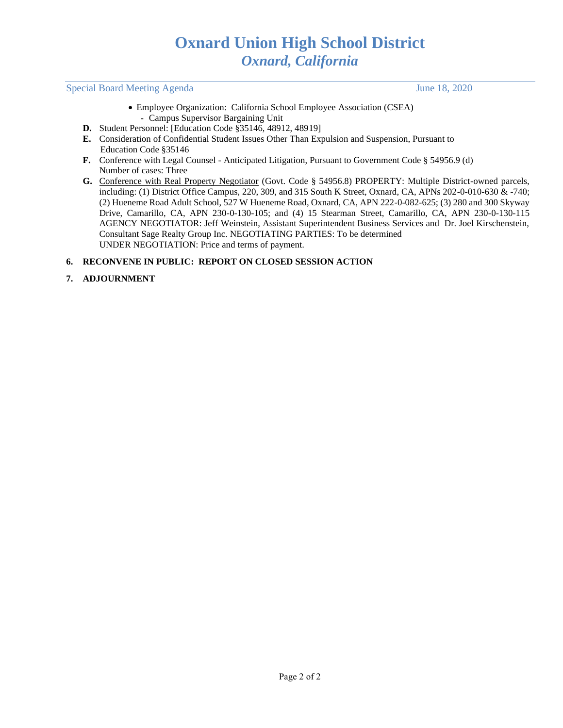- Employee Organization: California School Employee Association (CSEA)
  - Campus Supervisor Bargaining Unit

**D.** Student Personnel: [Education Code §35146, 48912, 48919]

**E.** Consideration of Confidential Student Issues Other Than Expulsion and Suspension, Pursuant to Education Code §35146

**F.** Conference with Legal Counsel - Anticipated Litigation, Pursuant to Government Code § 54956.9 (d)
Number of cases: Three

**G.** <u>Conference with Real Property Negotiator</u> (Govt. Code § 54956.8) PROPERTY: Multiple District-owned parcels, including: (1) District Office Campus, 220, 309, and 315 South K Street, Oxnard, CA, APNs 202-0-010-630 & -740; (2) Hueneme Road Adult School, 527 W Hueneme Road, Oxnard, CA, APN 222-0-082-625; (3) 280 and 300 Skyway Drive, Camarillo, CA, APN 230-0-130-105; and (4) 15 Stearman Street, Camarillo, CA, APN 230-0-130-115 AGENCY NEGOTIATOR: Jeff Weinstein, Assistant Superintendent Business Services and Dr. Joel Kirschenstein, Consultant Sage Realty Group Inc. NEGOTIATING PARTIES: To be determined
UNDER NEGOTIATION: Price and terms of payment.

**6. RECONVENE IN PUBLIC: REPORT ON CLOSED SESSION ACTION**

**7. ADJOURNMENT**